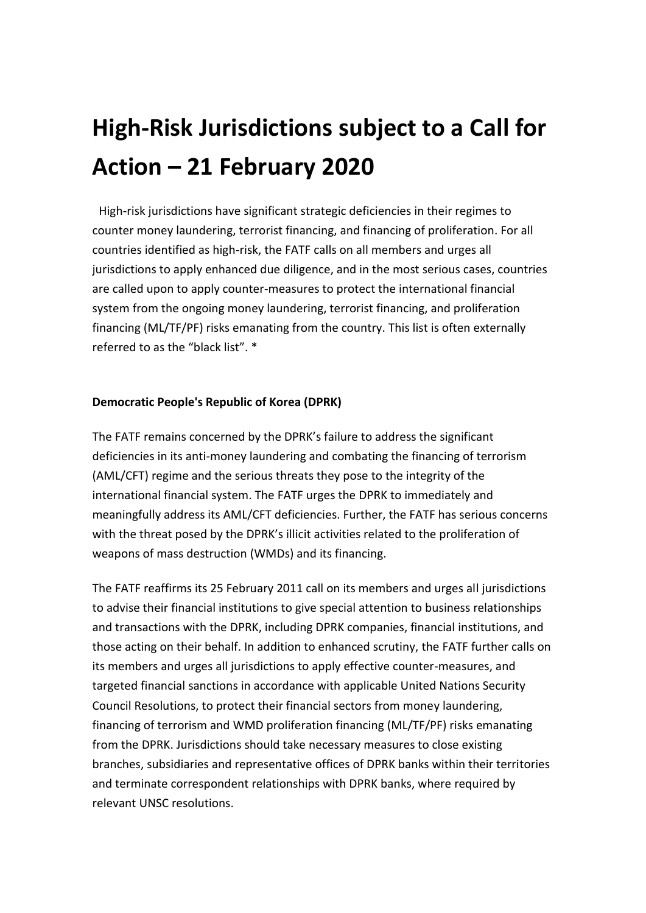# High-Risk Jurisdictions subject to a Call for Action – 21 February 2020

High-risk jurisdictions have significant strategic deficiencies in their regimes to counter money laundering, terrorist financing, and financing of proliferation. For all countries identified as high-risk, the FATF calls on all members and urges all jurisdictions to apply enhanced due diligence, and in the most serious cases, countries are called upon to apply counter-measures to protect the international financial system from the ongoing money laundering, terrorist financing, and proliferation financing (ML/TF/PF) risks emanating from the country. This list is often externally referred to as the "black list". *

**Democratic People's Republic of Korea (DPRK)**

The FATF remains concerned by the DPRK's failure to address the significant deficiencies in its anti-money laundering and combating the financing of terrorism (AML/CFT) regime and the serious threats they pose to the integrity of the international financial system. The FATF urges the DPRK to immediately and meaningfully address its AML/CFT deficiencies. Further, the FATF has serious concerns with the threat posed by the DPRK's illicit activities related to the proliferation of weapons of mass destruction (WMDs) and its financing.

The FATF reaffirms its 25 February 2011 call on its members and urges all jurisdictions to advise their financial institutions to give special attention to business relationships and transactions with the DPRK, including DPRK companies, financial institutions, and those acting on their behalf. In addition to enhanced scrutiny, the FATF further calls on its members and urges all jurisdictions to apply effective counter-measures, and targeted financial sanctions in accordance with applicable United Nations Security Council Resolutions, to protect their financial sectors from money laundering, financing of terrorism and WMD proliferation financing (ML/TF/PF) risks emanating from the DPRK. Jurisdictions should take necessary measures to close existing branches, subsidiaries and representative offices of DPRK banks within their territories and terminate correspondent relationships with DPRK banks, where required by relevant UNSC resolutions.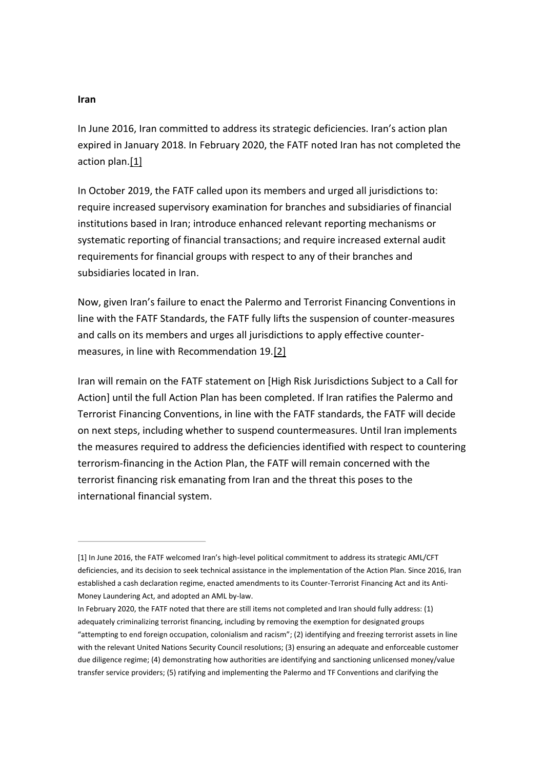**Iran**

In June 2016, Iran committed to address its strategic deficiencies. Iran's action plan expired in January 2018. In February 2020, the FATF noted Iran has not completed the action plan.[1]

In October 2019, the FATF called upon its members and urged all jurisdictions to: require increased supervisory examination for branches and subsidiaries of financial institutions based in Iran; introduce enhanced relevant reporting mechanisms or systematic reporting of financial transactions; and require increased external audit requirements for financial groups with respect to any of their branches and subsidiaries located in Iran.

Now, given Iran's failure to enact the Palermo and Terrorist Financing Conventions in line with the FATF Standards, the FATF fully lifts the suspension of counter-measures and calls on its members and urges all jurisdictions to apply effective counter-measures, in line with Recommendation 19.[2]

Iran will remain on the FATF statement on [High Risk Jurisdictions Subject to a Call for Action] until the full Action Plan has been completed. If Iran ratifies the Palermo and Terrorist Financing Conventions, in line with the FATF standards, the FATF will decide on next steps, including whether to suspend countermeasures. Until Iran implements the measures required to address the deficiencies identified with respect to countering terrorism-financing in the Action Plan, the FATF will remain concerned with the terrorist financing risk emanating from Iran and the threat this poses to the international financial system.

---

[1] In June 2016, the FATF welcomed Iran's high-level political commitment to address its strategic AML/CFT deficiencies, and its decision to seek technical assistance in the implementation of the Action Plan. Since 2016, Iran established a cash declaration regime, enacted amendments to its Counter-Terrorist Financing Act and its Anti-Money Laundering Act, and adopted an AML by-law.

In February 2020, the FATF noted that there are still items not completed and Iran should fully address: (1) adequately criminalizing terrorist financing, including by removing the exemption for designated groups "attempting to end foreign occupation, colonialism and racism"; (2) identifying and freezing terrorist assets in line with the relevant United Nations Security Council resolutions; (3) ensuring an adequate and enforceable customer due diligence regime; (4) demonstrating how authorities are identifying and sanctioning unlicensed money/value transfer service providers; (5) ratifying and implementing the Palermo and TF Conventions and clarifying the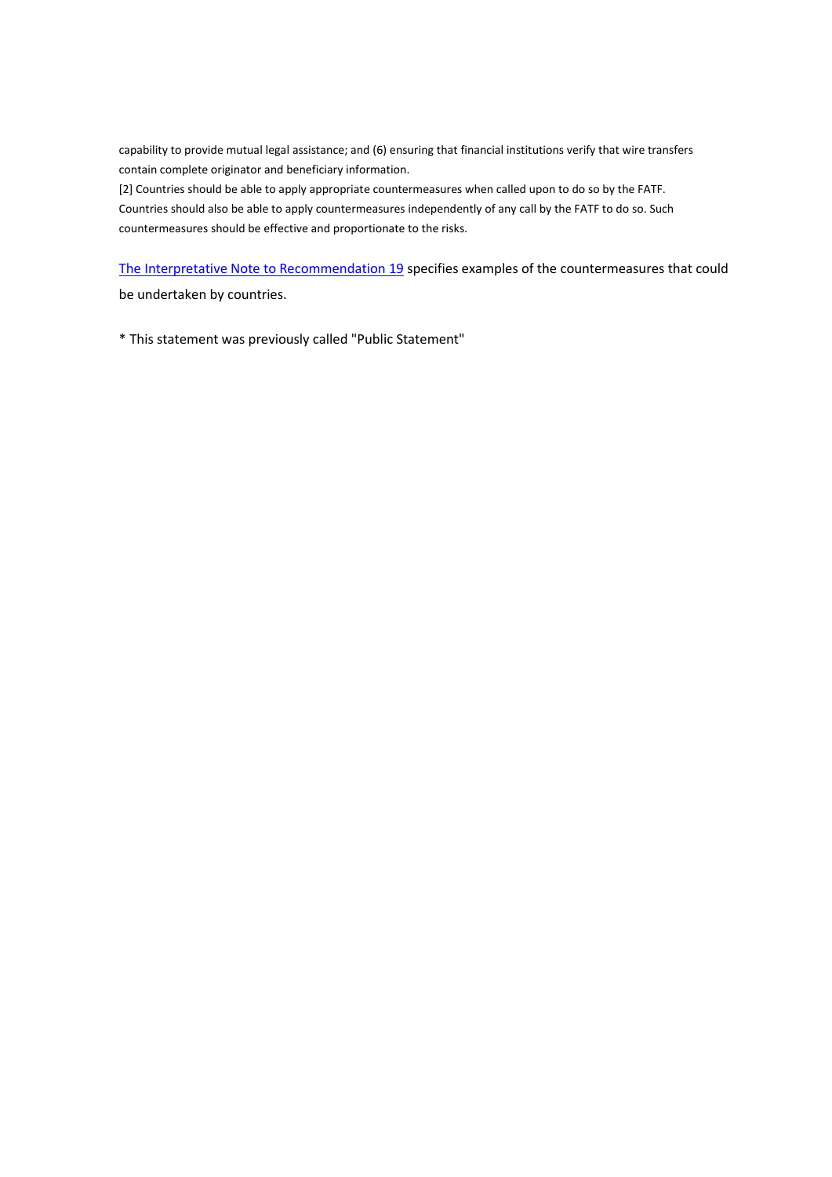capability to provide mutual legal assistance; and (6) ensuring that financial institutions verify that wire transfers contain complete originator and beneficiary information.

[2] Countries should be able to apply appropriate countermeasures when called upon to do so by the FATF. Countries should also be able to apply countermeasures independently of any call by the FATF to do so. Such countermeasures should be effective and proportionate to the risks.

[The Interpretative Note to Recommendation 19]() specifies examples of the countermeasures that could be undertaken by countries.

* This statement was previously called "Public Statement"